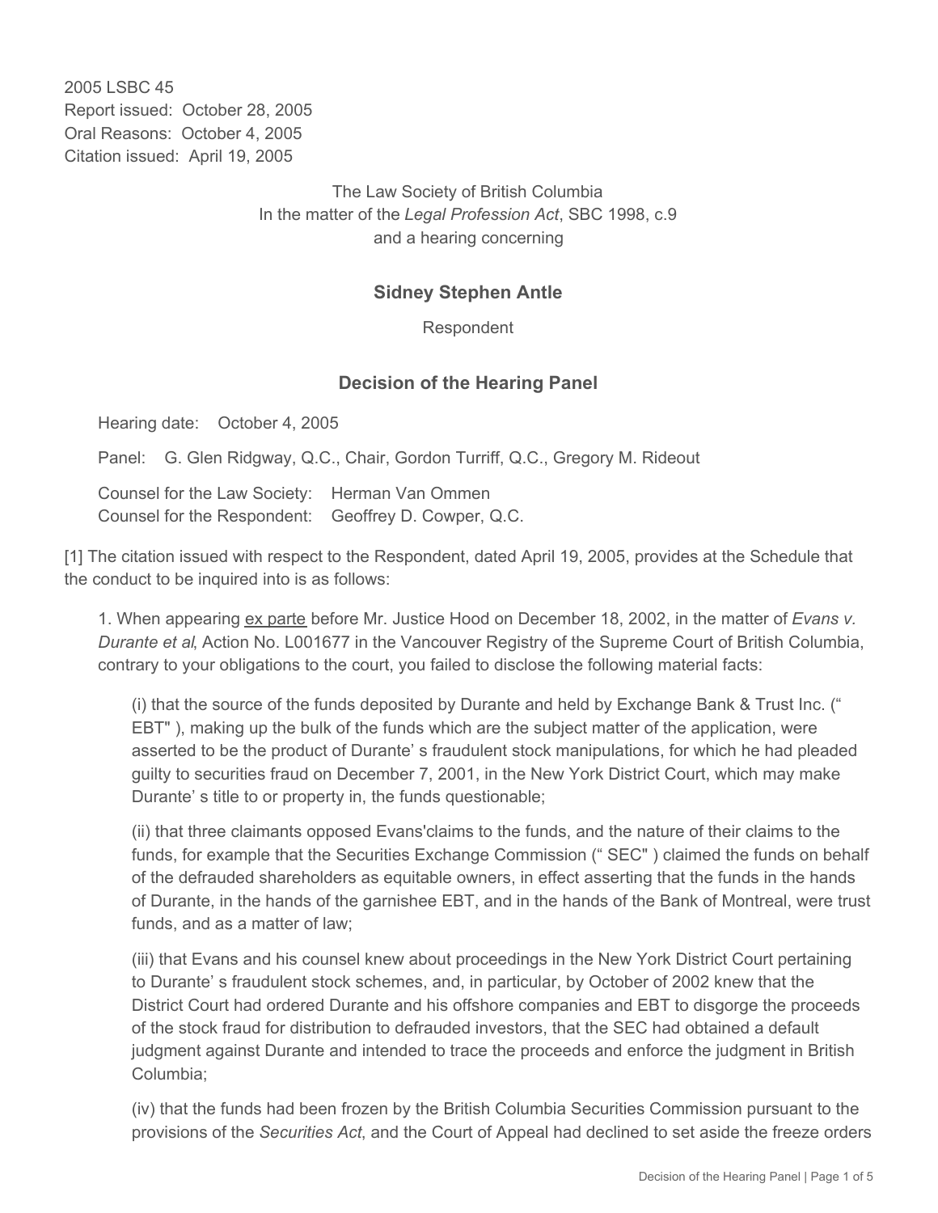2005 LSBC 45
Report issued: October 28, 2005
Oral Reasons: October 4, 2005
Citation issued: April 19, 2005

The Law Society of British Columbia
In the matter of the *Legal Profession Act*, SBC 1998, c.9
and a hearing concerning

## Sidney Stephen Antle

Respondent

## Decision of the Hearing Panel

Hearing date: October 4, 2005

Panel: G. Glen Ridgway, Q.C., Chair, Gordon Turriff, Q.C., Gregory M. Rideout

Counsel for the Law Society: Herman Van Ommen
Counsel for the Respondent: Geoffrey D. Cowper, Q.C.

[1] The citation issued with respect to the Respondent, dated April 19, 2005, provides at the Schedule that the conduct to be inquired into is as follows:

1. When appearing ex parte before Mr. Justice Hood on December 18, 2002, in the matter of *Evans v. Durante et al*, Action No. L001677 in the Vancouver Registry of the Supreme Court of British Columbia, contrary to your obligations to the court, you failed to disclose the following material facts:

   (i) that the source of the funds deposited by Durante and held by Exchange Bank & Trust Inc. (" EBT" ), making up the bulk of the funds which are the subject matter of the application, were asserted to be the product of Durante' s fraudulent stock manipulations, for which he had pleaded guilty to securities fraud on December 7, 2001, in the New York District Court, which may make Durante' s title to or property in, the funds questionable;

   (ii) that three claimants opposed Evans'claims to the funds, and the nature of their claims to the funds, for example that the Securities Exchange Commission (" SEC" ) claimed the funds on behalf of the defrauded shareholders as equitable owners, in effect asserting that the funds in the hands of Durante, in the hands of the garnishee EBT, and in the hands of the Bank of Montreal, were trust funds, and as a matter of law;

   (iii) that Evans and his counsel knew about proceedings in the New York District Court pertaining to Durante' s fraudulent stock schemes, and, in particular, by October of 2002 knew that the District Court had ordered Durante and his offshore companies and EBT to disgorge the proceeds of the stock fraud for distribution to defrauded investors, that the SEC had obtained a default judgment against Durante and intended to trace the proceeds and enforce the judgment in British Columbia;

   (iv) that the funds had been frozen by the British Columbia Securities Commission pursuant to the provisions of the *Securities Act*, and the Court of Appeal had declined to set aside the freeze orders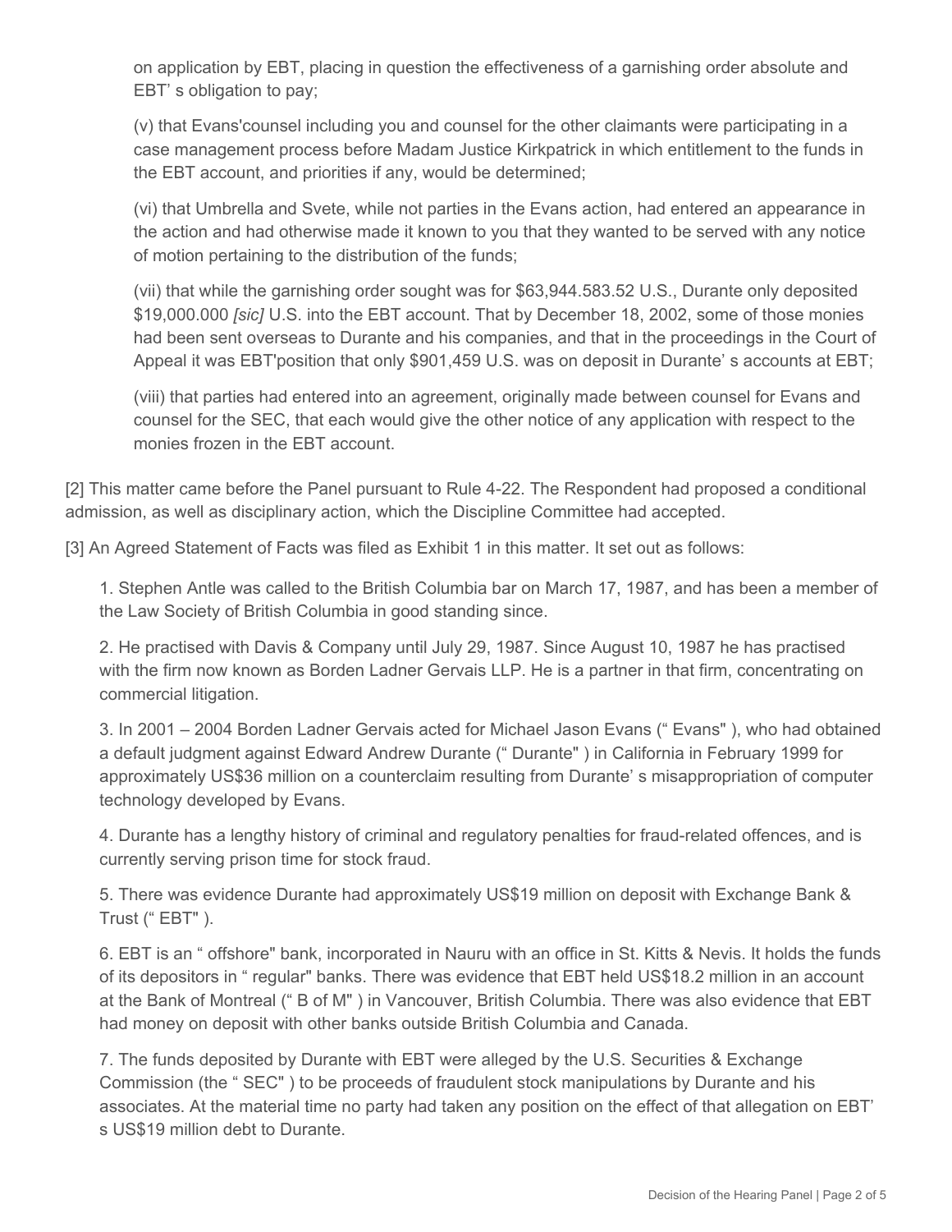on application by EBT, placing in question the effectiveness of a garnishing order absolute and EBT' s obligation to pay;

(v) that Evans'counsel including you and counsel for the other claimants were participating in a case management process before Madam Justice Kirkpatrick in which entitlement to the funds in the EBT account, and priorities if any, would be determined;

(vi) that Umbrella and Svete, while not parties in the Evans action, had entered an appearance in the action and had otherwise made it known to you that they wanted to be served with any notice of motion pertaining to the distribution of the funds;

(vii) that while the garnishing order sought was for $63,944.583.52 U.S., Durante only deposited $19,000.000 *[sic]* U.S. into the EBT account. That by December 18, 2002, some of those monies had been sent overseas to Durante and his companies, and that in the proceedings in the Court of Appeal it was EBT'position that only $901,459 U.S. was on deposit in Durante' s accounts at EBT;

(viii) that parties had entered into an agreement, originally made between counsel for Evans and counsel for the SEC, that each would give the other notice of any application with respect to the monies frozen in the EBT account.

[2] This matter came before the Panel pursuant to Rule 4-22. The Respondent had proposed a conditional admission, as well as disciplinary action, which the Discipline Committee had accepted.

[3] An Agreed Statement of Facts was filed as Exhibit 1 in this matter. It set out as follows:

1. Stephen Antle was called to the British Columbia bar on March 17, 1987, and has been a member of the Law Society of British Columbia in good standing since.

2. He practised with Davis & Company until July 29, 1987. Since August 10, 1987 he has practised with the firm now known as Borden Ladner Gervais LLP. He is a partner in that firm, concentrating on commercial litigation.

3. In 2001 – 2004 Borden Ladner Gervais acted for Michael Jason Evans (" Evans" ), who had obtained a default judgment against Edward Andrew Durante (" Durante" ) in California in February 1999 for approximately US$36 million on a counterclaim resulting from Durante' s misappropriation of computer technology developed by Evans.

4. Durante has a lengthy history of criminal and regulatory penalties for fraud-related offences, and is currently serving prison time for stock fraud.

5. There was evidence Durante had approximately US$19 million on deposit with Exchange Bank & Trust (" EBT" ).

6. EBT is an " offshore" bank, incorporated in Nauru with an office in St. Kitts & Nevis. It holds the funds of its depositors in " regular" banks. There was evidence that EBT held US$18.2 million in an account at the Bank of Montreal (" B of M" ) in Vancouver, British Columbia. There was also evidence that EBT had money on deposit with other banks outside British Columbia and Canada.

7. The funds deposited by Durante with EBT were alleged by the U.S. Securities & Exchange Commission (the " SEC" ) to be proceeds of fraudulent stock manipulations by Durante and his associates. At the material time no party had taken any position on the effect of that allegation on EBT' s US$19 million debt to Durante.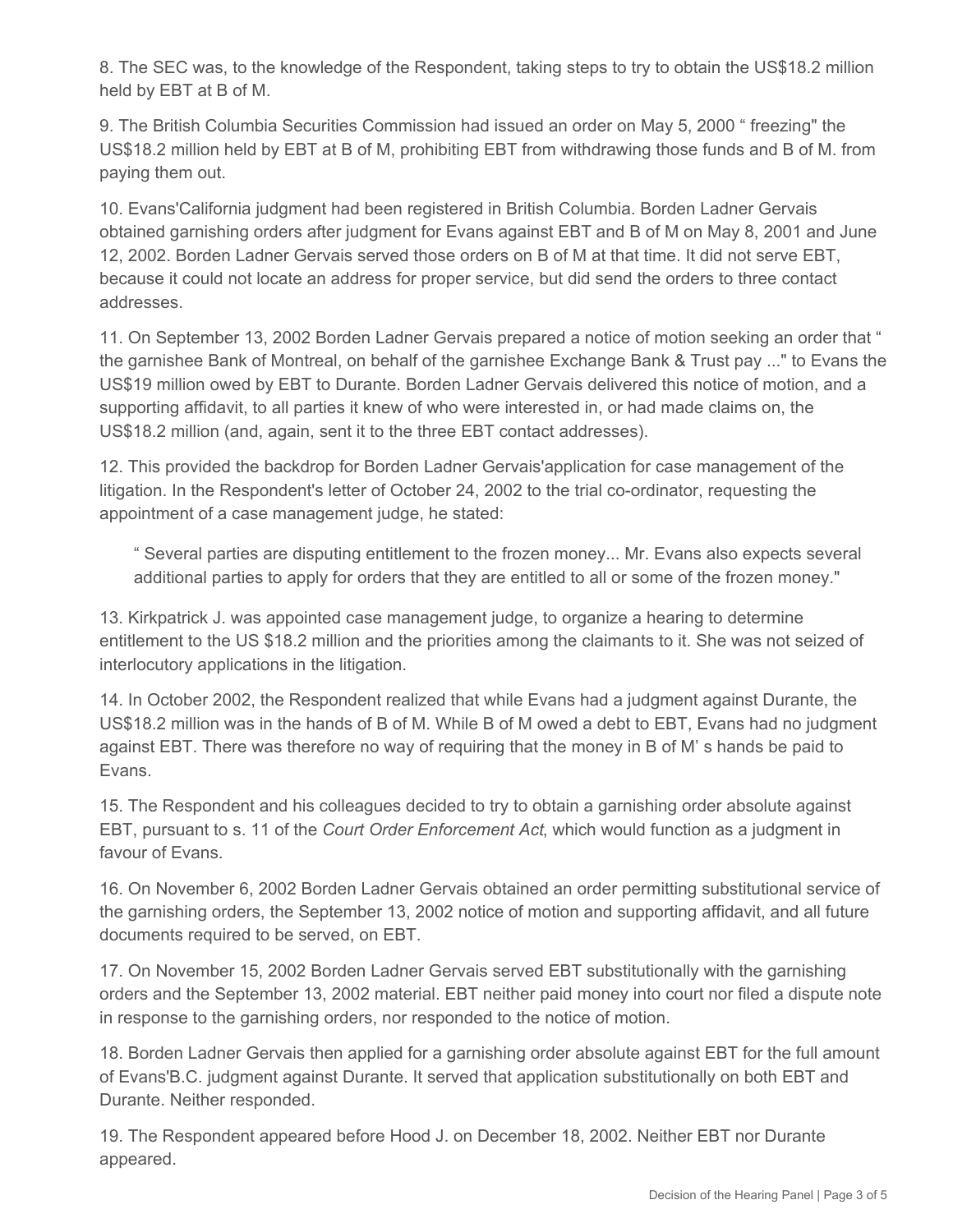8. The SEC was, to the knowledge of the Respondent, taking steps to try to obtain the US$18.2 million held by EBT at B of M.

9. The British Columbia Securities Commission had issued an order on May 5, 2000 " freezing" the US$18.2 million held by EBT at B of M, prohibiting EBT from withdrawing those funds and B of M. from paying them out.

10. Evans'California judgment had been registered in British Columbia. Borden Ladner Gervais obtained garnishing orders after judgment for Evans against EBT and B of M on May 8, 2001 and June 12, 2002. Borden Ladner Gervais served those orders on B of M at that time. It did not serve EBT, because it could not locate an address for proper service, but did send the orders to three contact addresses.

11. On September 13, 2002 Borden Ladner Gervais prepared a notice of motion seeking an order that " the garnishee Bank of Montreal, on behalf of the garnishee Exchange Bank & Trust pay ..." to Evans the US$19 million owed by EBT to Durante. Borden Ladner Gervais delivered this notice of motion, and a supporting affidavit, to all parties it knew of who were interested in, or had made claims on, the US$18.2 million (and, again, sent it to the three EBT contact addresses).

12. This provided the backdrop for Borden Ladner Gervais'application for case management of the litigation. In the Respondent's letter of October 24, 2002 to the trial co-ordinator, requesting the appointment of a case management judge, he stated:

> " Several parties are disputing entitlement to the frozen money... Mr. Evans also expects several additional parties to apply for orders that they are entitled to all or some of the frozen money."

13. Kirkpatrick J. was appointed case management judge, to organize a hearing to determine entitlement to the US $18.2 million and the priorities among the claimants to it. She was not seized of interlocutory applications in the litigation.

14. In October 2002, the Respondent realized that while Evans had a judgment against Durante, the US$18.2 million was in the hands of B of M. While B of M owed a debt to EBT, Evans had no judgment against EBT. There was therefore no way of requiring that the money in B of M' s hands be paid to Evans.

15. The Respondent and his colleagues decided to try to obtain a garnishing order absolute against EBT, pursuant to s. 11 of the *Court Order Enforcement Act*, which would function as a judgment in favour of Evans.

16. On November 6, 2002 Borden Ladner Gervais obtained an order permitting substitutional service of the garnishing orders, the September 13, 2002 notice of motion and supporting affidavit, and all future documents required to be served, on EBT.

17. On November 15, 2002 Borden Ladner Gervais served EBT substitutionally with the garnishing orders and the September 13, 2002 material. EBT neither paid money into court nor filed a dispute note in response to the garnishing orders, nor responded to the notice of motion.

18. Borden Ladner Gervais then applied for a garnishing order absolute against EBT for the full amount of Evans'B.C. judgment against Durante. It served that application substitutionally on both EBT and Durante. Neither responded.

19. The Respondent appeared before Hood J. on December 18, 2002. Neither EBT nor Durante appeared.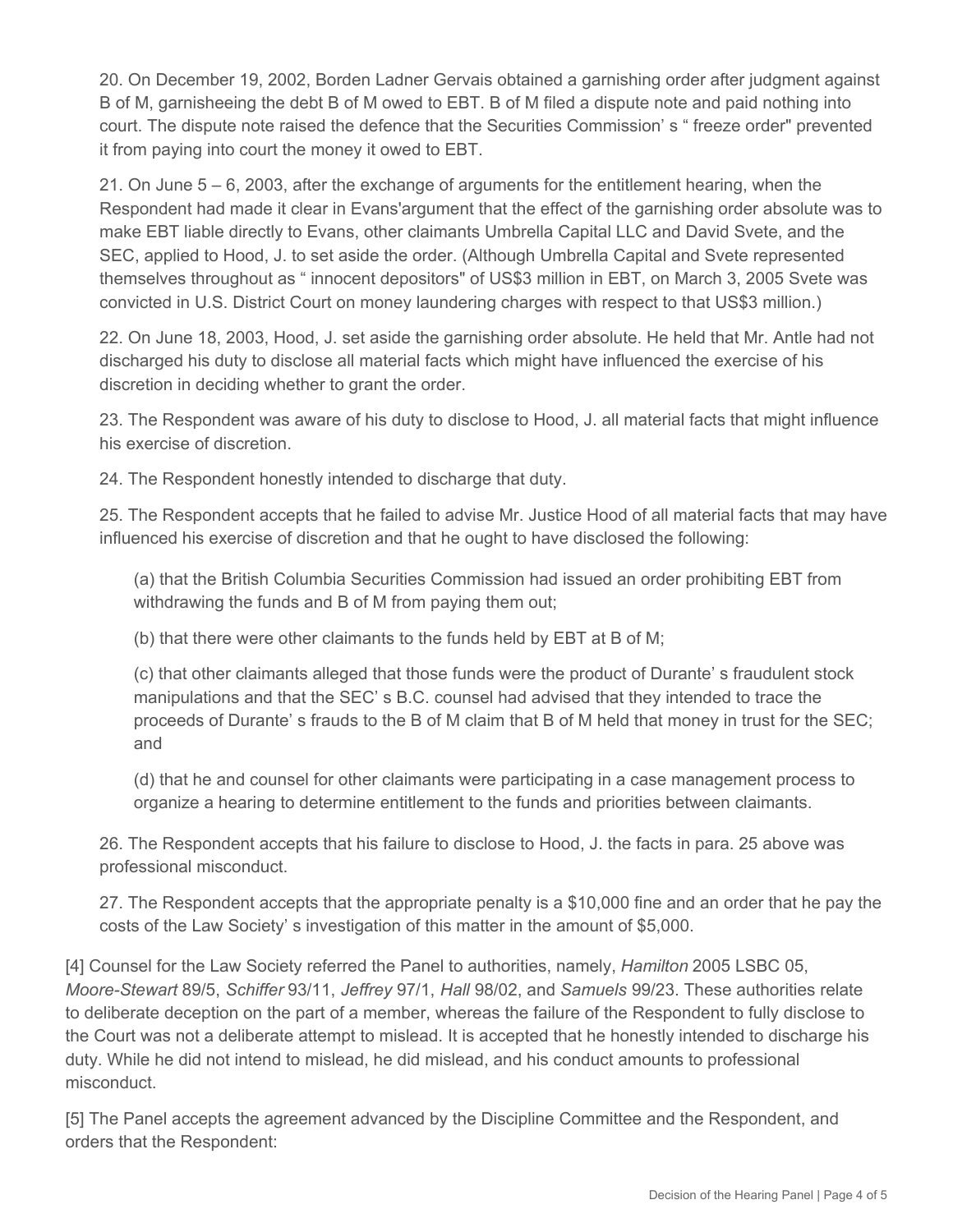20. On December 19, 2002, Borden Ladner Gervais obtained a garnishing order after judgment against B of M, garnisheeing the debt B of M owed to EBT. B of M filed a dispute note and paid nothing into court. The dispute note raised the defence that the Securities Commission' s " freeze order" prevented it from paying into court the money it owed to EBT.

21. On June 5 – 6, 2003, after the exchange of arguments for the entitlement hearing, when the Respondent had made it clear in Evans'argument that the effect of the garnishing order absolute was to make EBT liable directly to Evans, other claimants Umbrella Capital LLC and David Svete, and the SEC, applied to Hood, J. to set aside the order. (Although Umbrella Capital and Svete represented themselves throughout as " innocent depositors" of US$3 million in EBT, on March 3, 2005 Svete was convicted in U.S. District Court on money laundering charges with respect to that US$3 million.)

22. On June 18, 2003, Hood, J. set aside the garnishing order absolute. He held that Mr. Antle had not discharged his duty to disclose all material facts which might have influenced the exercise of his discretion in deciding whether to grant the order.

23. The Respondent was aware of his duty to disclose to Hood, J. all material facts that might influence his exercise of discretion.

24. The Respondent honestly intended to discharge that duty.

25. The Respondent accepts that he failed to advise Mr. Justice Hood of all material facts that may have influenced his exercise of discretion and that he ought to have disclosed the following:

> (a) that the British Columbia Securities Commission had issued an order prohibiting EBT from withdrawing the funds and B of M from paying them out;
>
> (b) that there were other claimants to the funds held by EBT at B of M;
>
> (c) that other claimants alleged that those funds were the product of Durante' s fraudulent stock manipulations and that the SEC' s B.C. counsel had advised that they intended to trace the proceeds of Durante' s frauds to the B of M claim that B of M held that money in trust for the SEC; and
>
> (d) that he and counsel for other claimants were participating in a case management process to organize a hearing to determine entitlement to the funds and priorities between claimants.

26. The Respondent accepts that his failure to disclose to Hood, J. the facts in para. 25 above was professional misconduct.

27. The Respondent accepts that the appropriate penalty is a $10,000 fine and an order that he pay the costs of the Law Society' s investigation of this matter in the amount of $5,000.

[4] Counsel for the Law Society referred the Panel to authorities, namely, *Hamilton* 2005 LSBC 05, *Moore-Stewart* 89/5, *Schiffer* 93/11, *Jeffrey* 97/1, *Hall* 98/02, and *Samuels* 99/23. These authorities relate to deliberate deception on the part of a member, whereas the failure of the Respondent to fully disclose to the Court was not a deliberate attempt to mislead. It is accepted that he honestly intended to discharge his duty. While he did not intend to mislead, he did mislead, and his conduct amounts to professional misconduct.

[5] The Panel accepts the agreement advanced by the Discipline Committee and the Respondent, and orders that the Respondent: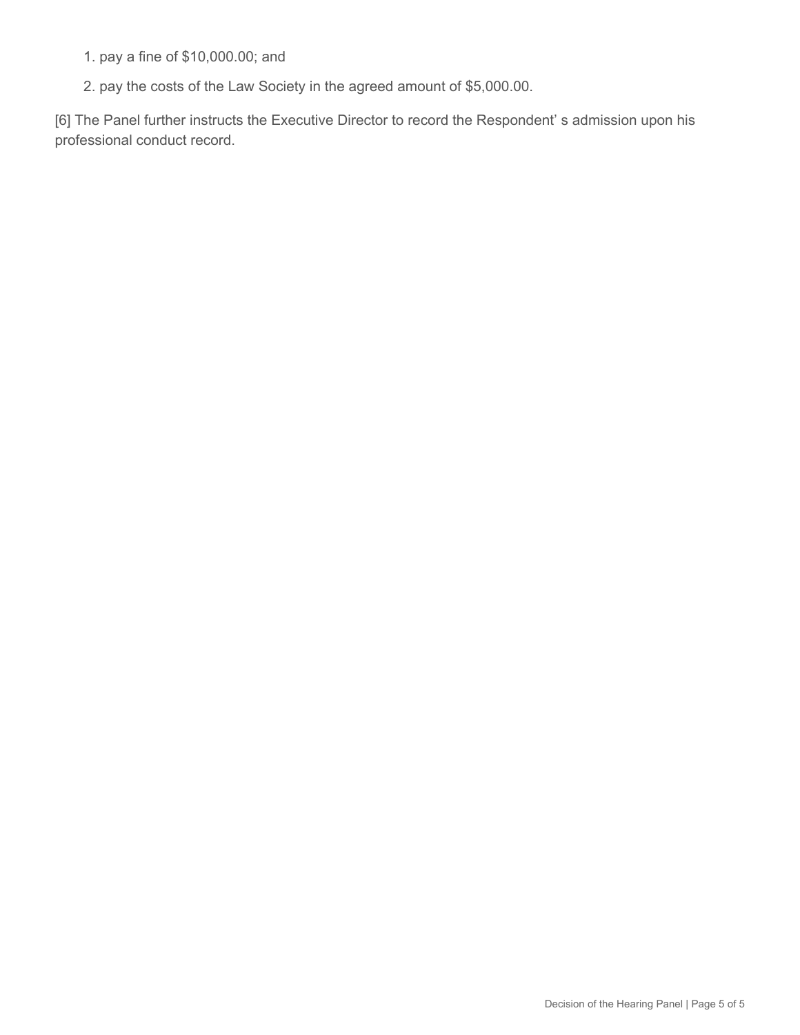1. pay a fine of $10,000.00; and
2. pay the costs of the Law Society in the agreed amount of $5,000.00.

[6] The Panel further instructs the Executive Director to record the Respondent' s admission upon his professional conduct record.